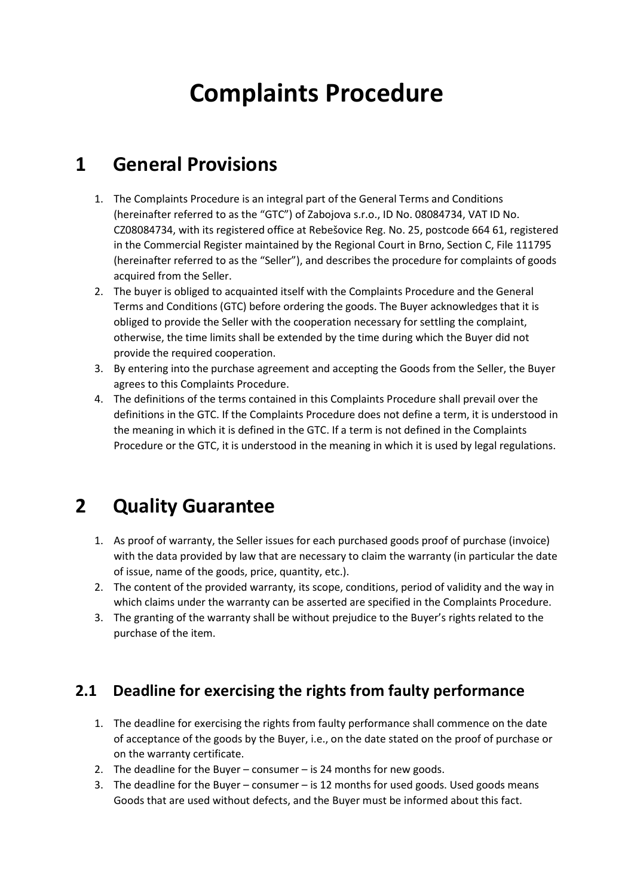# Complaints Procedure

## 1 General Provisions

1. The Complaints Procedure is an integral part of the General Terms and Conditions (hereinafter referred to as the "GTC") of Zabojova s.r.o., ID No. 08084734, VAT ID No. CZ08084734, with its registered office at Rebešovice Reg. No. 25, postcode 664 61, registered in the Commercial Register maintained by the Regional Court in Brno, Section C, File 111795 (hereinafter referred to as the "Seller"), and describes the procedure for complaints of goods acquired from the Seller.
2. The buyer is obliged to acquainted itself with the Complaints Procedure and the General Terms and Conditions (GTC) before ordering the goods. The Buyer acknowledges that it is obliged to provide the Seller with the cooperation necessary for settling the complaint, otherwise, the time limits shall be extended by the time during which the Buyer did not provide the required cooperation.
3. By entering into the purchase agreement and accepting the Goods from the Seller, the Buyer agrees to this Complaints Procedure.
4. The definitions of the terms contained in this Complaints Procedure shall prevail over the definitions in the GTC. If the Complaints Procedure does not define a term, it is understood in the meaning in which it is defined in the GTC. If a term is not defined in the Complaints Procedure or the GTC, it is understood in the meaning in which it is used by legal regulations.

## 2 Quality Guarantee

1. As proof of warranty, the Seller issues for each purchased goods proof of purchase (invoice) with the data provided by law that are necessary to claim the warranty (in particular the date of issue, name of the goods, price, quantity, etc.).
2. The content of the provided warranty, its scope, conditions, period of validity and the way in which claims under the warranty can be asserted are specified in the Complaints Procedure.
3. The granting of the warranty shall be without prejudice to the Buyer's rights related to the purchase of the item.

### 2.1 Deadline for exercising the rights from faulty performance

1. The deadline for exercising the rights from faulty performance shall commence on the date of acceptance of the goods by the Buyer, i.e., on the date stated on the proof of purchase or on the warranty certificate.
2. The deadline for the Buyer – consumer – is 24 months for new goods.
3. The deadline for the Buyer – consumer – is 12 months for used goods. Used goods means Goods that are used without defects, and the Buyer must be informed about this fact.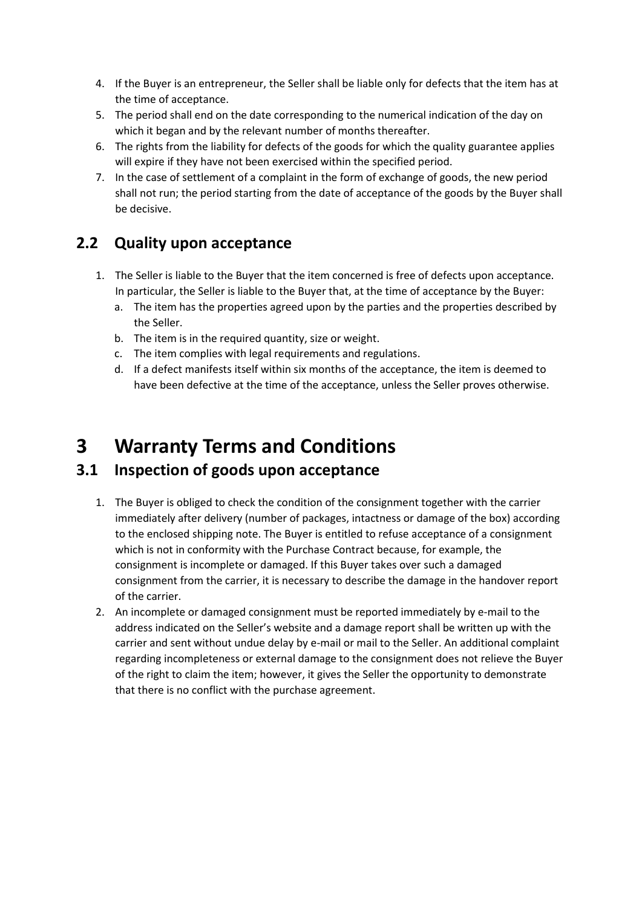4. If the Buyer is an entrepreneur, the Seller shall be liable only for defects that the item has at the time of acceptance.
5. The period shall end on the date corresponding to the numerical indication of the day on which it began and by the relevant number of months thereafter.
6. The rights from the liability for defects of the goods for which the quality guarantee applies will expire if they have not been exercised within the specified period.
7. In the case of settlement of a complaint in the form of exchange of goods, the new period shall not run; the period starting from the date of acceptance of the goods by the Buyer shall be decisive.

## 2.2 Quality upon acceptance

1. The Seller is liable to the Buyer that the item concerned is free of defects upon acceptance. In particular, the Seller is liable to the Buyer that, at the time of acceptance by the Buyer:
   a. The item has the properties agreed upon by the parties and the properties described by the Seller.
   b. The item is in the required quantity, size or weight.
   c. The item complies with legal requirements and regulations.
   d. If a defect manifests itself within six months of the acceptance, the item is deemed to have been defective at the time of the acceptance, unless the Seller proves otherwise.

# 3 Warranty Terms and Conditions

## 3.1 Inspection of goods upon acceptance

1. The Buyer is obliged to check the condition of the consignment together with the carrier immediately after delivery (number of packages, intactness or damage of the box) according to the enclosed shipping note. The Buyer is entitled to refuse acceptance of a consignment which is not in conformity with the Purchase Contract because, for example, the consignment is incomplete or damaged. If this Buyer takes over such a damaged consignment from the carrier, it is necessary to describe the damage in the handover report of the carrier.
2. An incomplete or damaged consignment must be reported immediately by e-mail to the address indicated on the Seller's website and a damage report shall be written up with the carrier and sent without undue delay by e-mail or mail to the Seller. An additional complaint regarding incompleteness or external damage to the consignment does not relieve the Buyer of the right to claim the item; however, it gives the Seller the opportunity to demonstrate that there is no conflict with the purchase agreement.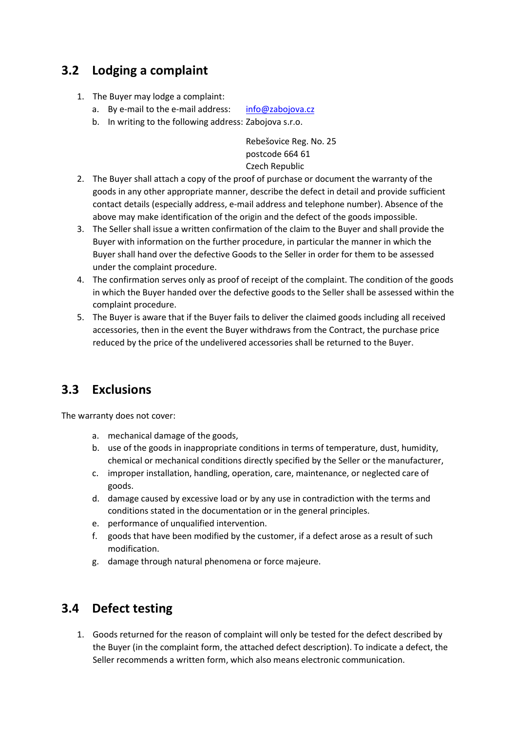## 3.2 Lodging a complaint

1. The Buyer may lodge a complaint:
   a. By e-mail to the e-mail address: info@zabojova.cz
   b. In writing to the following address: Zabojova s.r.o.

      Rebešovice Reg. No. 25
      postcode 664 61
      Czech Republic
2. The Buyer shall attach a copy of the proof of purchase or document the warranty of the goods in any other appropriate manner, describe the defect in detail and provide sufficient contact details (especially address, e-mail address and telephone number). Absence of the above may make identification of the origin and the defect of the goods impossible.
3. The Seller shall issue a written confirmation of the claim to the Buyer and shall provide the Buyer with information on the further procedure, in particular the manner in which the Buyer shall hand over the defective Goods to the Seller in order for them to be assessed under the complaint procedure.
4. The confirmation serves only as proof of receipt of the complaint. The condition of the goods in which the Buyer handed over the defective goods to the Seller shall be assessed within the complaint procedure.
5. The Buyer is aware that if the Buyer fails to deliver the claimed goods including all received accessories, then in the event the Buyer withdraws from the Contract, the purchase price reduced by the price of the undelivered accessories shall be returned to the Buyer.

## 3.3 Exclusions

The warranty does not cover:

a. mechanical damage of the goods,
b. use of the goods in inappropriate conditions in terms of temperature, dust, humidity, chemical or mechanical conditions directly specified by the Seller or the manufacturer,
c. improper installation, handling, operation, care, maintenance, or neglected care of goods.
d. damage caused by excessive load or by any use in contradiction with the terms and conditions stated in the documentation or in the general principles.
e. performance of unqualified intervention.
f. goods that have been modified by the customer, if a defect arose as a result of such modification.
g. damage through natural phenomena or force majeure.

## 3.4 Defect testing

1. Goods returned for the reason of complaint will only be tested for the defect described by the Buyer (in the complaint form, the attached defect description). To indicate a defect, the Seller recommends a written form, which also means electronic communication.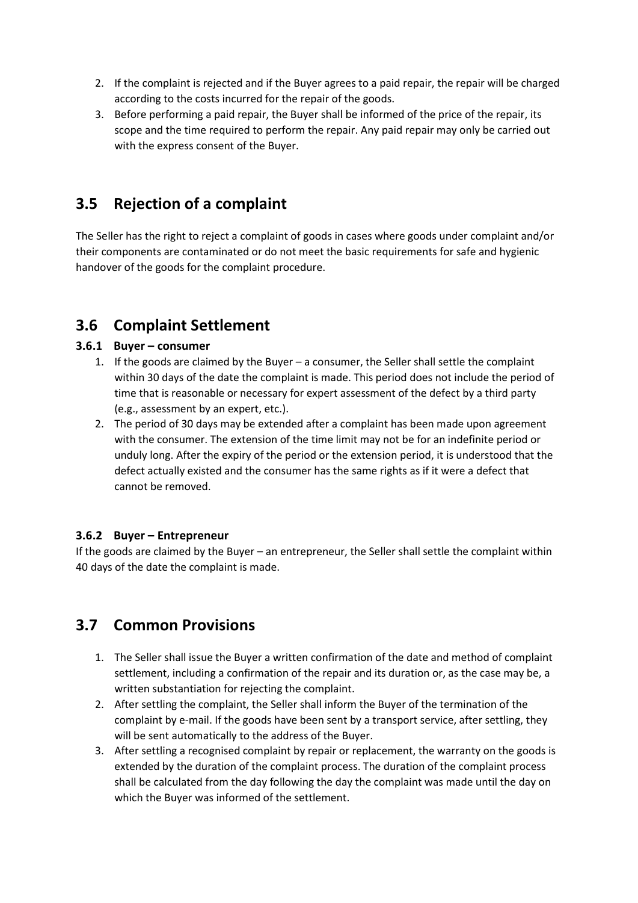2. If the complaint is rejected and if the Buyer agrees to a paid repair, the repair will be charged according to the costs incurred for the repair of the goods.
3. Before performing a paid repair, the Buyer shall be informed of the price of the repair, its scope and the time required to perform the repair. Any paid repair may only be carried out with the express consent of the Buyer.

## 3.5 Rejection of a complaint

The Seller has the right to reject a complaint of goods in cases where goods under complaint and/or their components are contaminated or do not meet the basic requirements for safe and hygienic handover of the goods for the complaint procedure.

## 3.6 Complaint Settlement

### 3.6.1 Buyer – consumer

1. If the goods are claimed by the Buyer – a consumer, the Seller shall settle the complaint within 30 days of the date the complaint is made. This period does not include the period of time that is reasonable or necessary for expert assessment of the defect by a third party (e.g., assessment by an expert, etc.).
2. The period of 30 days may be extended after a complaint has been made upon agreement with the consumer. The extension of the time limit may not be for an indefinite period or unduly long. After the expiry of the period or the extension period, it is understood that the defect actually existed and the consumer has the same rights as if it were a defect that cannot be removed.

### 3.6.2 Buyer – Entrepreneur

If the goods are claimed by the Buyer – an entrepreneur, the Seller shall settle the complaint within 40 days of the date the complaint is made.

## 3.7 Common Provisions

1. The Seller shall issue the Buyer a written confirmation of the date and method of complaint settlement, including a confirmation of the repair and its duration or, as the case may be, a written substantiation for rejecting the complaint.
2. After settling the complaint, the Seller shall inform the Buyer of the termination of the complaint by e-mail. If the goods have been sent by a transport service, after settling, they will be sent automatically to the address of the Buyer.
3. After settling a recognised complaint by repair or replacement, the warranty on the goods is extended by the duration of the complaint process. The duration of the complaint process shall be calculated from the day following the day the complaint was made until the day on which the Buyer was informed of the settlement.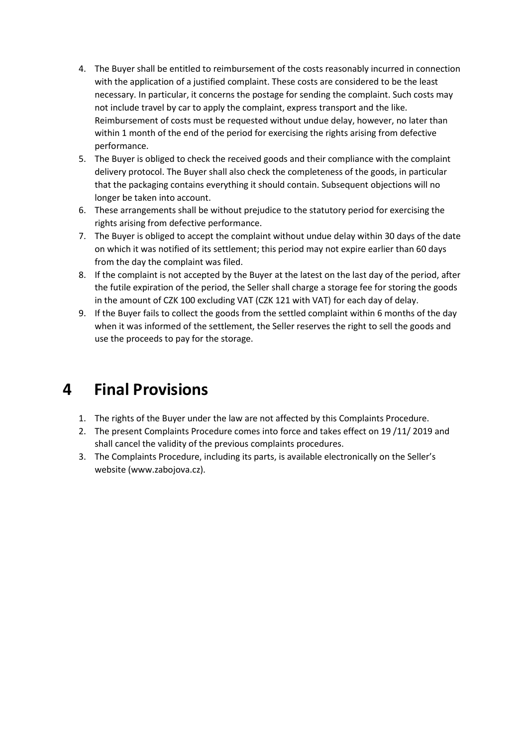4. The Buyer shall be entitled to reimbursement of the costs reasonably incurred in connection with the application of a justified complaint. These costs are considered to be the least necessary. In particular, it concerns the postage for sending the complaint. Such costs may not include travel by car to apply the complaint, express transport and the like. Reimbursement of costs must be requested without undue delay, however, no later than within 1 month of the end of the period for exercising the rights arising from defective performance.
5. The Buyer is obliged to check the received goods and their compliance with the complaint delivery protocol. The Buyer shall also check the completeness of the goods, in particular that the packaging contains everything it should contain. Subsequent objections will no longer be taken into account.
6. These arrangements shall be without prejudice to the statutory period for exercising the rights arising from defective performance.
7. The Buyer is obliged to accept the complaint without undue delay within 30 days of the date on which it was notified of its settlement; this period may not expire earlier than 60 days from the day the complaint was filed.
8. If the complaint is not accepted by the Buyer at the latest on the last day of the period, after the futile expiration of the period, the Seller shall charge a storage fee for storing the goods in the amount of CZK 100 excluding VAT (CZK 121 with VAT) for each day of delay.
9. If the Buyer fails to collect the goods from the settled complaint within 6 months of the day when it was informed of the settlement, the Seller reserves the right to sell the goods and use the proceeds to pay for the storage.

# 4 Final Provisions

1. The rights of the Buyer under the law are not affected by this Complaints Procedure.
2. The present Complaints Procedure comes into force and takes effect on 19 /11/ 2019 and shall cancel the validity of the previous complaints procedures.
3. The Complaints Procedure, including its parts, is available electronically on the Seller's website (www.zabojova.cz).